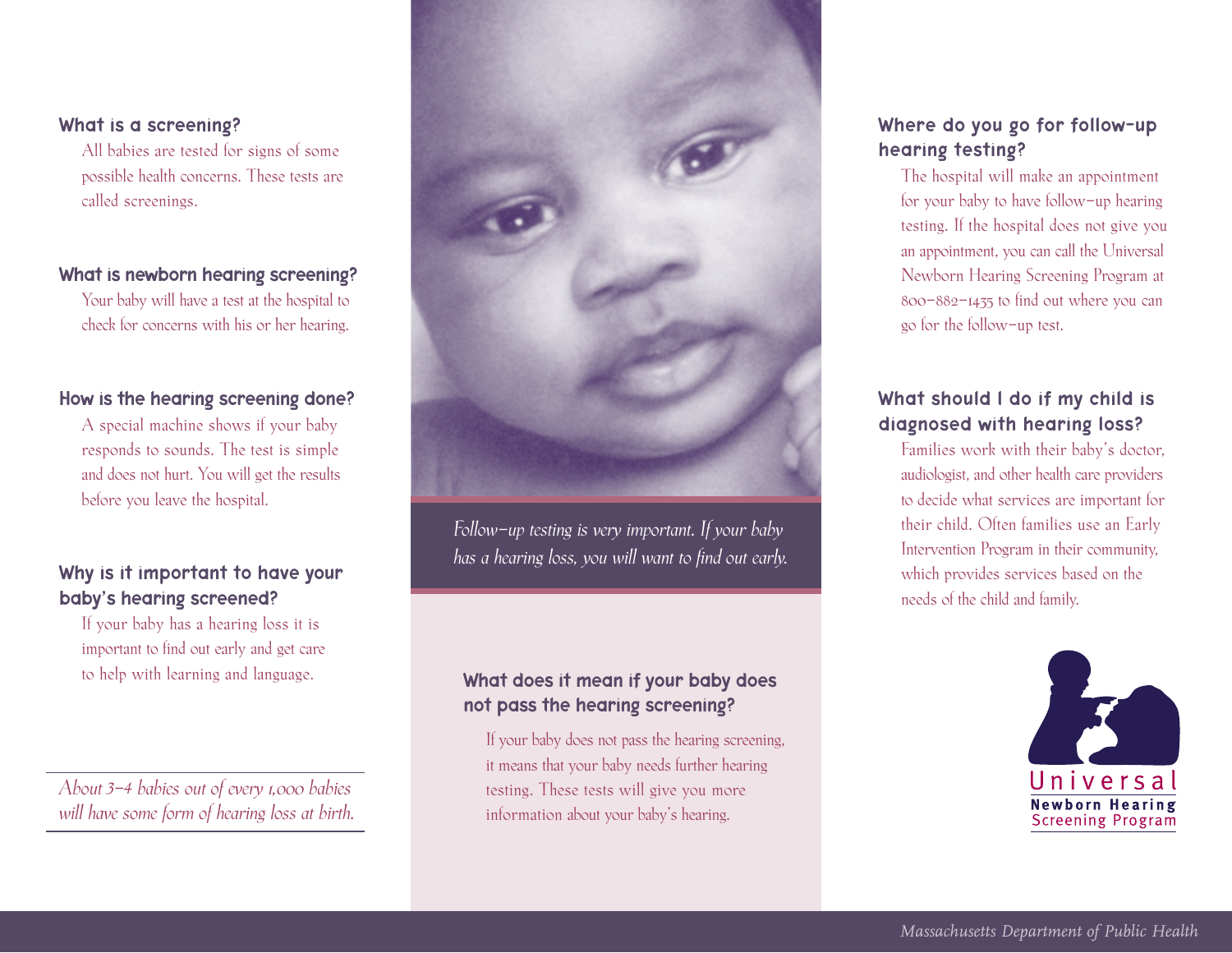### What is a screening?

All babies are tested for signs of some possible health concerns. These tests are called screenings.

### What is newborn hearing screening?

Your baby will have a test at the hospital to check for concerns with his or her hearing.

### How is the hearing screening done?

A special machine shows if your baby responds to sounds. The test is simple and does not hurt. You will get the results before you leave the hospital.

### Why is it important to have your baby's hearing screened?

If your baby has a hearing loss it is important to find out early and get care to help with learning and language.

*About 3–4 babies out of every 1,000 babies will have some form of hearing loss at birth.*

*Follow-up testing is very important. If your baby has a hearing loss, you will want to find out early.*

### What does it mean if your baby does not pass the hearing screening?

If your baby does not pass the hearing screening, it means that your baby needs further hearing testing. These tests will give you more information about your baby's hearing.

### Where do you go for follow-up hearing testing?

The hospital will make an appointment for your baby to have follow-up hearing testing. If the hospital does not give you an appointment, you can call the Universal Newborn Hearing Screening Program at 800-882-1435 to find out where you can go for the follow-up test.

### What should I do if my child is diagnosed with hearing loss?

Families work with their baby's doctor, audiologist, and other health care providers to decide what services are important for their child. Often families use an Early Intervention Program in their community, which provides services based on the needs of the child and family.

Universal Newborn Hearing Screening Program

*Massachusetts Department of Public Health*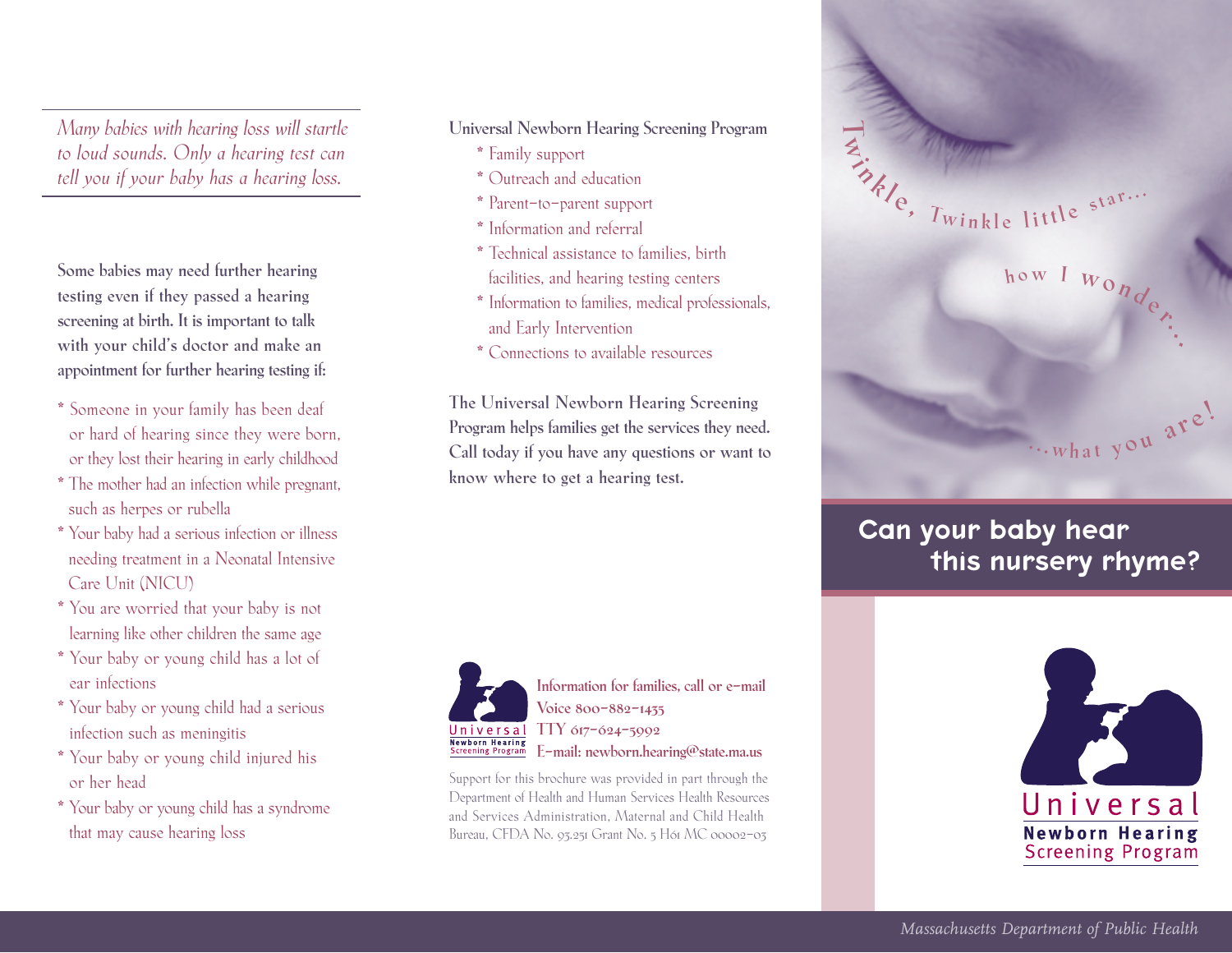*Many babies with hearing loss will startle to loud sounds. Only a hearing test can tell you if your baby has a hearing loss.*

**Some babies may need further hearing testing even if they passed a hearing screening at birth. It is important to talk with your child's doctor and make an appointment for further hearing testing if:**

* Someone in your family has been deaf or hard of hearing since they were born, or they lost their hearing in early childhood
* The mother had an infection while pregnant, such as herpes or rubella
* Your baby had a serious infection or illness needing treatment in a Neonatal Intensive Care Unit (NICU)
* You are worried that your baby is not learning like other children the same age
* Your baby or young child has a lot of ear infections
* Your baby or young child had a serious infection such as meningitis
* Your baby or young child injured his or her head
* Your baby or young child has a syndrome that may cause hearing loss

**Universal Newborn Hearing Screening Program**

* Family support
* Outreach and education
* Parent-to-parent support
* Information and referral
* Technical assistance to families, birth facilities, and hearing testing centers
* Information to families, medical professionals, and Early Intervention
* Connections to available resources

**The Universal Newborn Hearing Screening Program helps families get the services they need. Call today if you have any questions or want to know where to get a hearing test.**

Universal Newborn Hearing Screening Program

**Information for families, call or e-mail**
**Voice 800-882-1435**
**TTY 617-624-5992**
**E-mail: newborn.hearing@state.ma.us**

Support for this brochure was provided in part through the Department of Health and Human Services Health Resources and Services Administration, Maternal and Child Health Bureau, CFDA No. 93.251 Grant No. 5 H61 MC 00002-03

Twinkle, Twinkle little star...
how I wonder...
...what you are!

## Can your baby hear this nursery rhyme?

Universal Newborn Hearing Screening Program

*Massachusetts Department of Public Health*